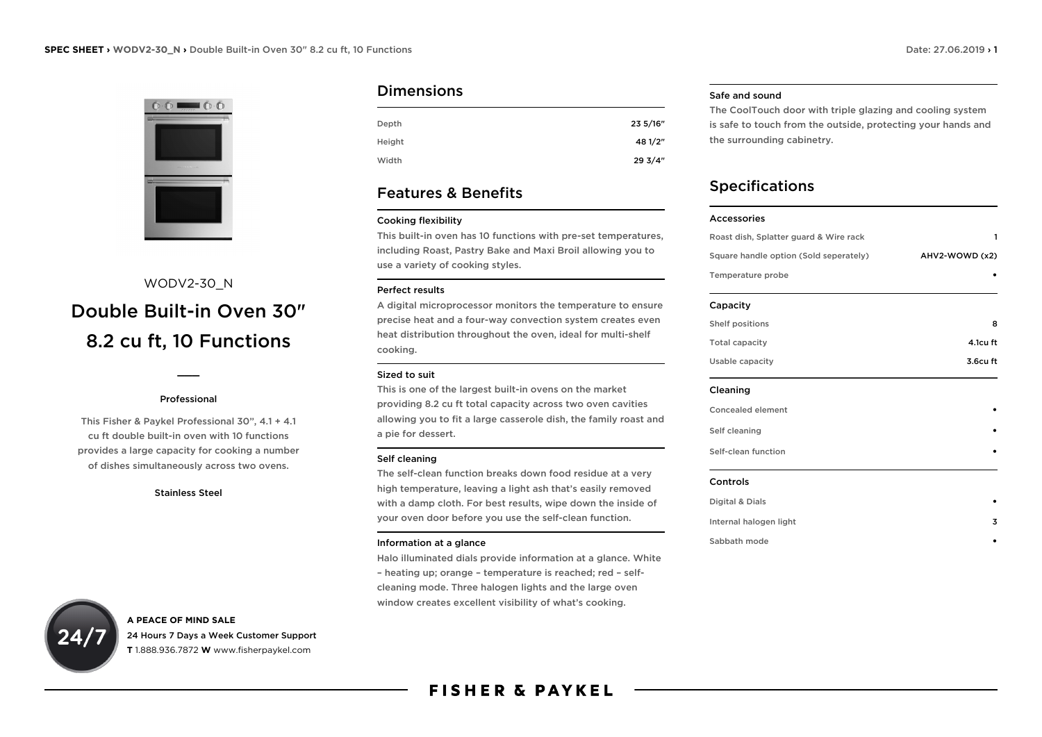WODV2-30_N

# Double Built-in Oven 30″ 8.2 cu ft, 10 Functions

Professional

This Fisher & Paykel Professional 30", 4.1 + 4.1 cu ft double built-in oven with 10 functions provides a large capacity for cooking a number of dishes simultaneously across two ovens.

Stainless Steel

**A PEACE OF MIND SALE**
24 Hours 7 Days a Week Customer Support
**T** 1.888.936.7872 **W** www.fisherpaykel.com

## Dimensions

| | |
|---|---|
| Depth | 23 5/16″ |
| Height | 48 1/2″ |
| Width | 29 3/4″ |

## Features & Benefits

### Cooking flexibility

This built-in oven has 10 functions with pre-set temperatures, including Roast, Pastry Bake and Maxi Broil allowing you to use a variety of cooking styles.

### Perfect results

A digital microprocessor monitors the temperature to ensure precise heat and a four-way convection system creates even heat distribution throughout the oven, ideal for multi-shelf cooking.

### Sized to suit

This is one of the largest built-in ovens on the market providing 8.2 cu ft total capacity across two oven cavities allowing you to fit a large casserole dish, the family roast and a pie for dessert.

### Self cleaning

The self-clean function breaks down food residue at a very high temperature, leaving a light ash that's easily removed with a damp cloth. For best results, wipe down the inside of your oven door before you use the self-clean function.

### Information at a glance

Halo illuminated dials provide information at a glance. White – heating up; orange – temperature is reached; red – self-cleaning mode. Three halogen lights and the large oven window creates excellent visibility of what's cooking.

### Safe and sound

The CoolTouch door with triple glazing and cooling system is safe to touch from the outside, protecting your hands and the surrounding cabinetry.

## Specifications

| Accessories | |
|---|---|
| Roast dish, Splatter guard & Wire rack | 1 |
| Square handle option (Sold seperately) | AHV2-WOWD (x2) |
| Temperature probe | • |

| Capacity | |
|---|---|
| Shelf positions | 8 |
| Total capacity | 4.1cu ft |
| Usable capacity | 3.6cu ft |

| Cleaning | |
|---|---|
| Concealed element | • |
| Self cleaning | • |
| Self-clean function | • |

| Controls | |
|---|---|
| Digital & Dials | • |
| Internal halogen light | 3 |
| Sabbath mode | • |

FISHER & PAYKEL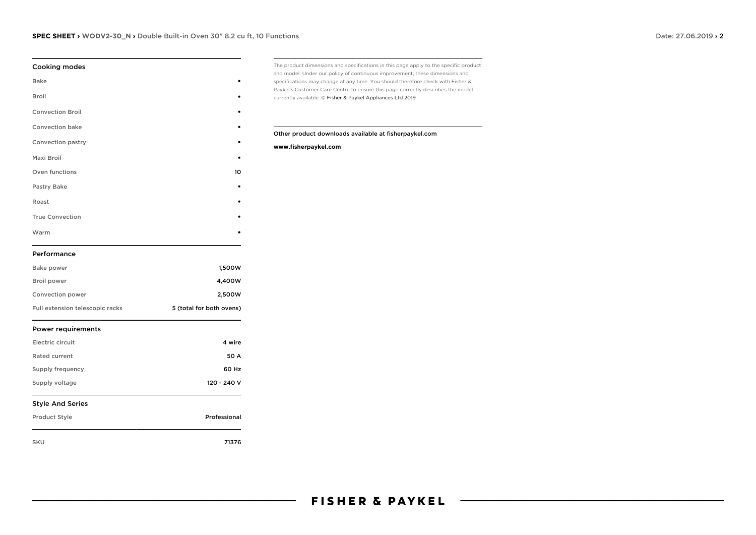## Cooking modes

| | |
|---|---|
| Bake | • |
| Broil | • |
| Convection Broil | • |
| Convection bake | • |
| Convection pastry | • |
| Maxi Broil | • |
| Oven functions | 10 |
| Pastry Bake | • |
| Roast | • |
| True Convection | • |
| Warm | • |

## Performance

| | |
|---|---|
| Bake power | 1,500W |
| Broil power | 4,400W |
| Convection power | 2,500W |
| Full extension telescopic racks | 5 (total for both ovens) |

## Power requirements

| | |
|---|---|
| Electric circuit | 4 wire |
| Rated current | 50 A |
| Supply frequency | 60 Hz |
| Supply voltage | 120 - 240 V |

## Style And Series

| | |
|---|---|
| Product Style | Professional |

| | |
|---|---|
| SKU | 71376 |

The product dimensions and specifications in this page apply to the specific product and model. Under our policy of continuous improvement, these dimensions and specifications may change at any time. You should therefore check with Fisher & Paykel's Customer Care Centre to ensure this page correctly describes the model currently available. © Fisher & Paykel Appliances Ltd 2019

Other product downloads available at fisherpaykel.com

**www.fisherpaykel.com**